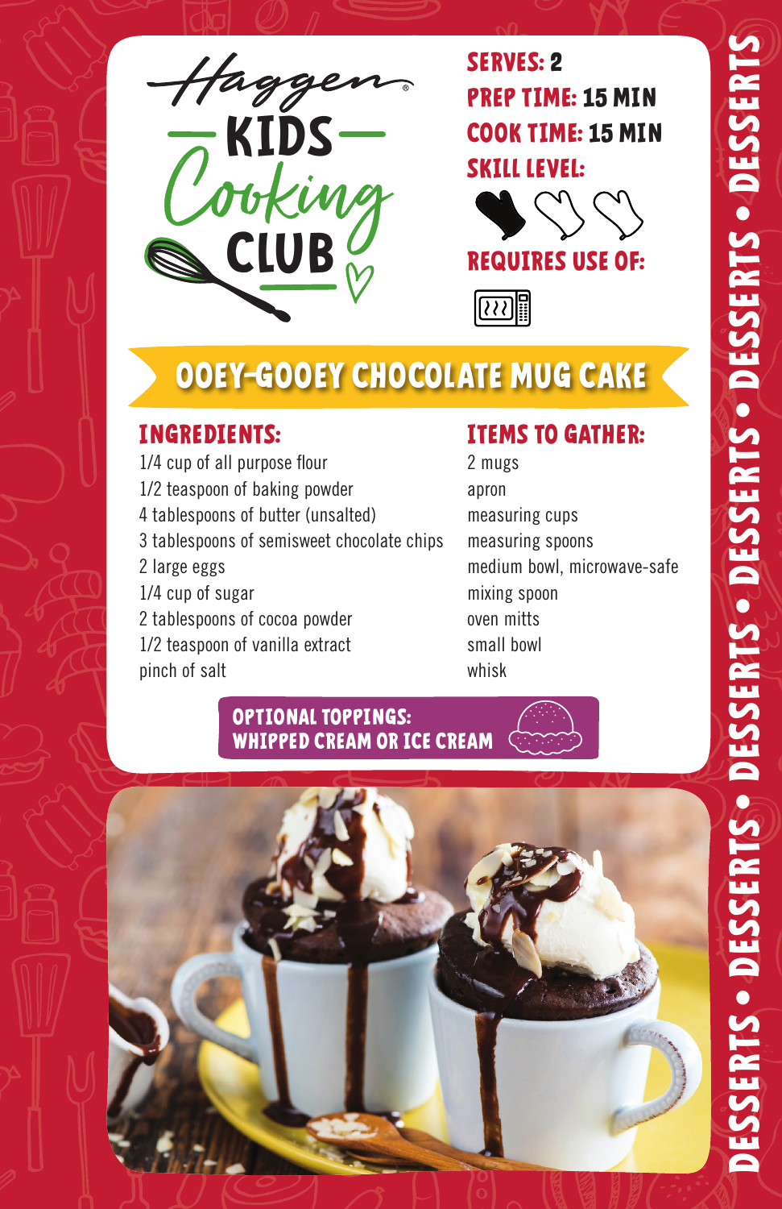Haggen

# KIDS Cooking CLUB

**SERVES:** 2
**PREP TIME:** 15 MIN
**COOK TIME:** 15 MIN
**SKILL LEVEL:**

**REQUIRES USE OF:**

## OOEY-GOOEY CHOCOLATE MUG CAKE

### INGREDIENTS:

1/4 cup of all purpose flour
1/2 teaspoon of baking powder
4 tablespoons of butter (unsalted)
3 tablespoons of semisweet chocolate chips
2 large eggs
1/4 cup of sugar
2 tablespoons of cocoa powder
1/2 teaspoon of vanilla extract
pinch of salt

### ITEMS TO GATHER:

2 mugs
apron
measuring cups
measuring spoons
medium bowl, microwave-safe
mixing spoon
oven mitts
small bowl
whisk

**OPTIONAL TOPPINGS: WHIPPED CREAM OR ICE CREAM**

DESSERTS • DESSERTS • DESSERTS • DESSERTS • DESSERTS • DESSERTS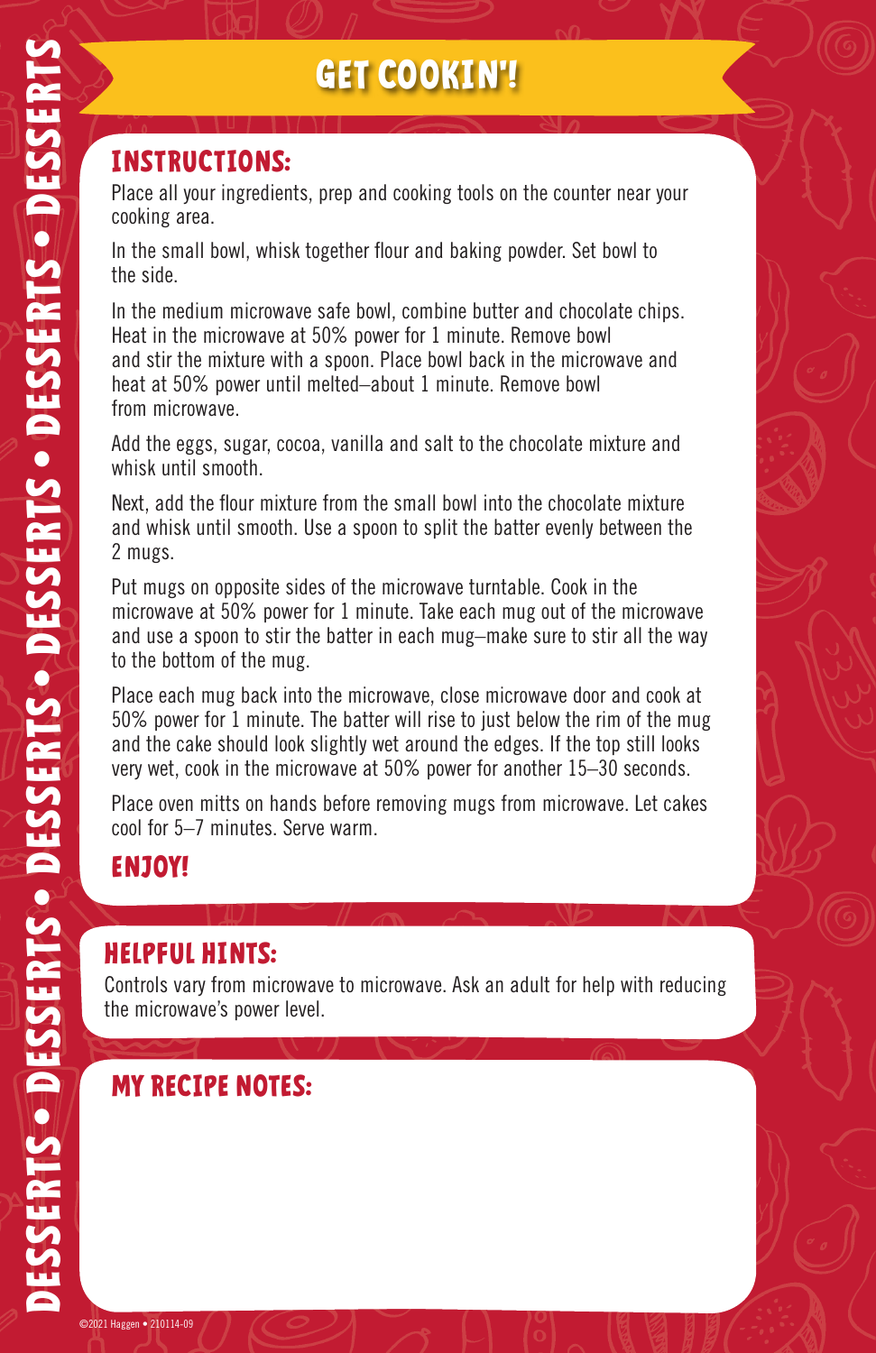# GET COOKIN'!

## INSTRUCTIONS:

Place all your ingredients, prep and cooking tools on the counter near your cooking area.

In the small bowl, whisk together flour and baking powder. Set bowl to the side.

In the medium microwave safe bowl, combine butter and chocolate chips. Heat in the microwave at 50% power for 1 minute. Remove bowl and stir the mixture with a spoon. Place bowl back in the microwave and heat at 50% power until melted–about 1 minute. Remove bowl from microwave.

Add the eggs, sugar, cocoa, vanilla and salt to the chocolate mixture and whisk until smooth.

Next, add the flour mixture from the small bowl into the chocolate mixture and whisk until smooth. Use a spoon to split the batter evenly between the 2 mugs.

Put mugs on opposite sides of the microwave turntable. Cook in the microwave at 50% power for 1 minute. Take each mug out of the microwave and use a spoon to stir the batter in each mug–make sure to stir all the way to the bottom of the mug.

Place each mug back into the microwave, close microwave door and cook at 50% power for 1 minute. The batter will rise to just below the rim of the mug and the cake should look slightly wet around the edges. If the top still looks very wet, cook in the microwave at 50% power for another 15–30 seconds.

Place oven mitts on hands before removing mugs from microwave. Let cakes cool for 5–7 minutes. Serve warm.

## ENJOY!

## HELPFUL HINTS:

Controls vary from microwave to microwave. Ask an adult for help with reducing the microwave's power level.

## MY RECIPE NOTES:

©2021 Haggen • 210114-09